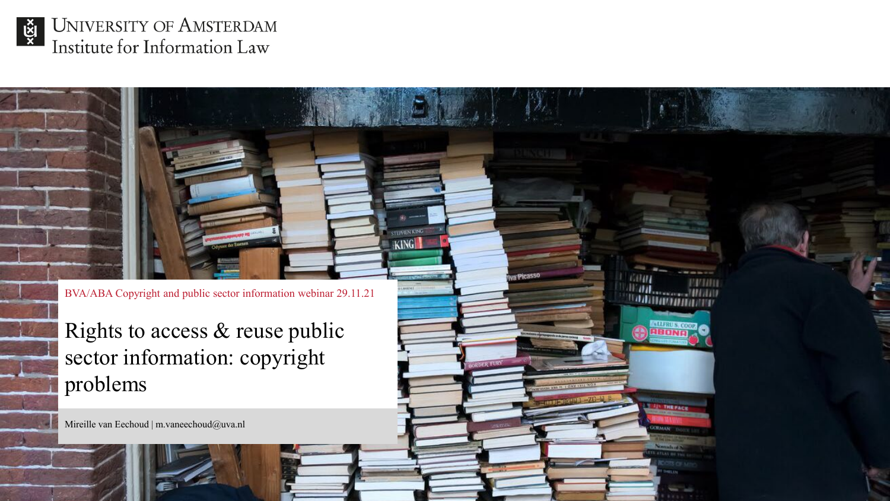University of Amsterdam
Institute for Information Law

BVA/ABA Copyright and public sector information webinar 29.11.21

# Rights to access & reuse public sector information: copyright problems

Mireille van Eechoud | m.vaneechoud@uva.nl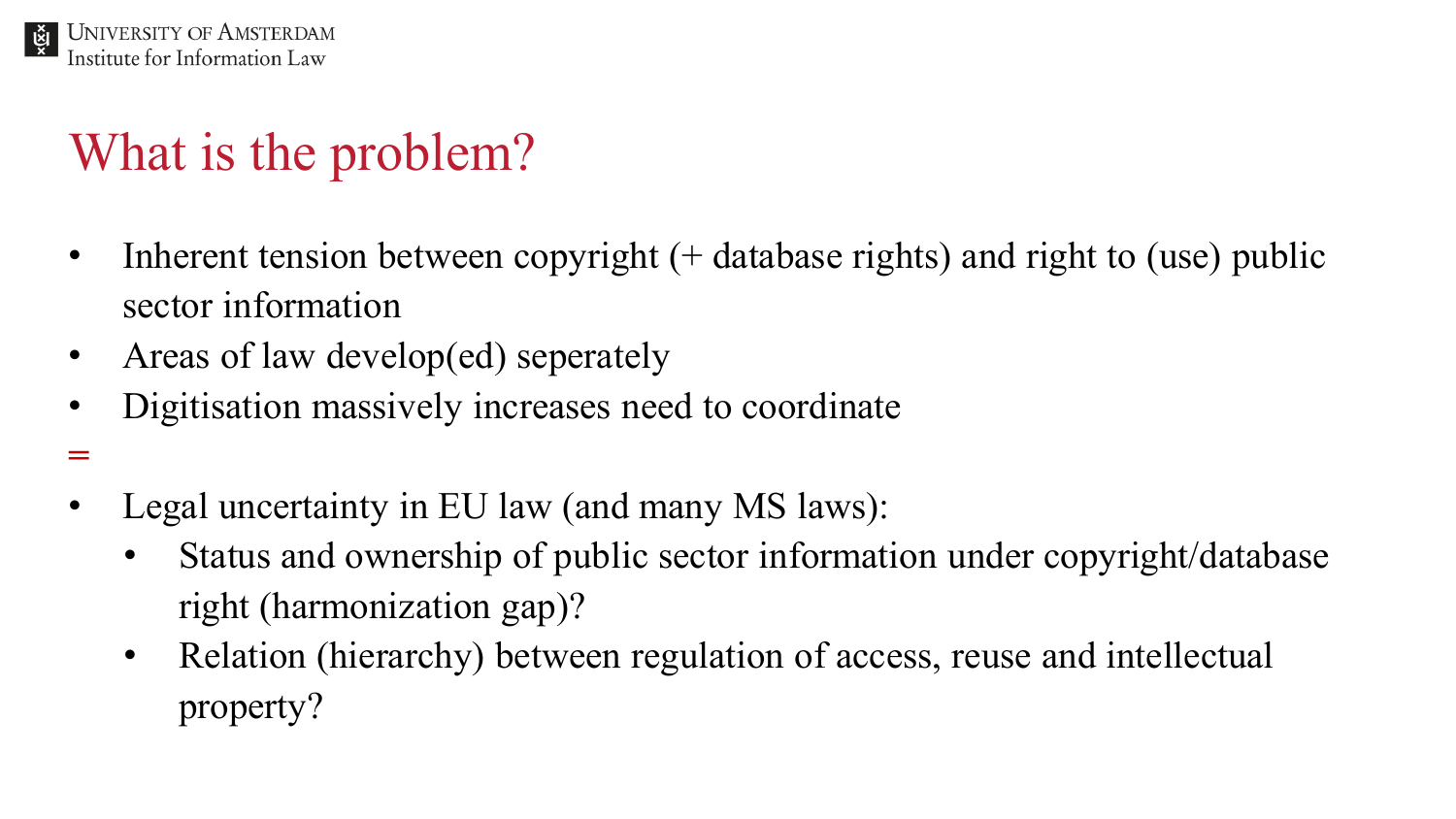# What is the problem?

- Inherent tension between copyright (+ database rights) and right to (use) public sector information
- Areas of law develop(ed) seperately
- Digitisation massively increases need to coordinate

=

- Legal uncertainty in EU law (and many MS laws):
  - Status and ownership of public sector information under copyright/database right (harmonization gap)?
  - Relation (hierarchy) between regulation of access, reuse and intellectual property?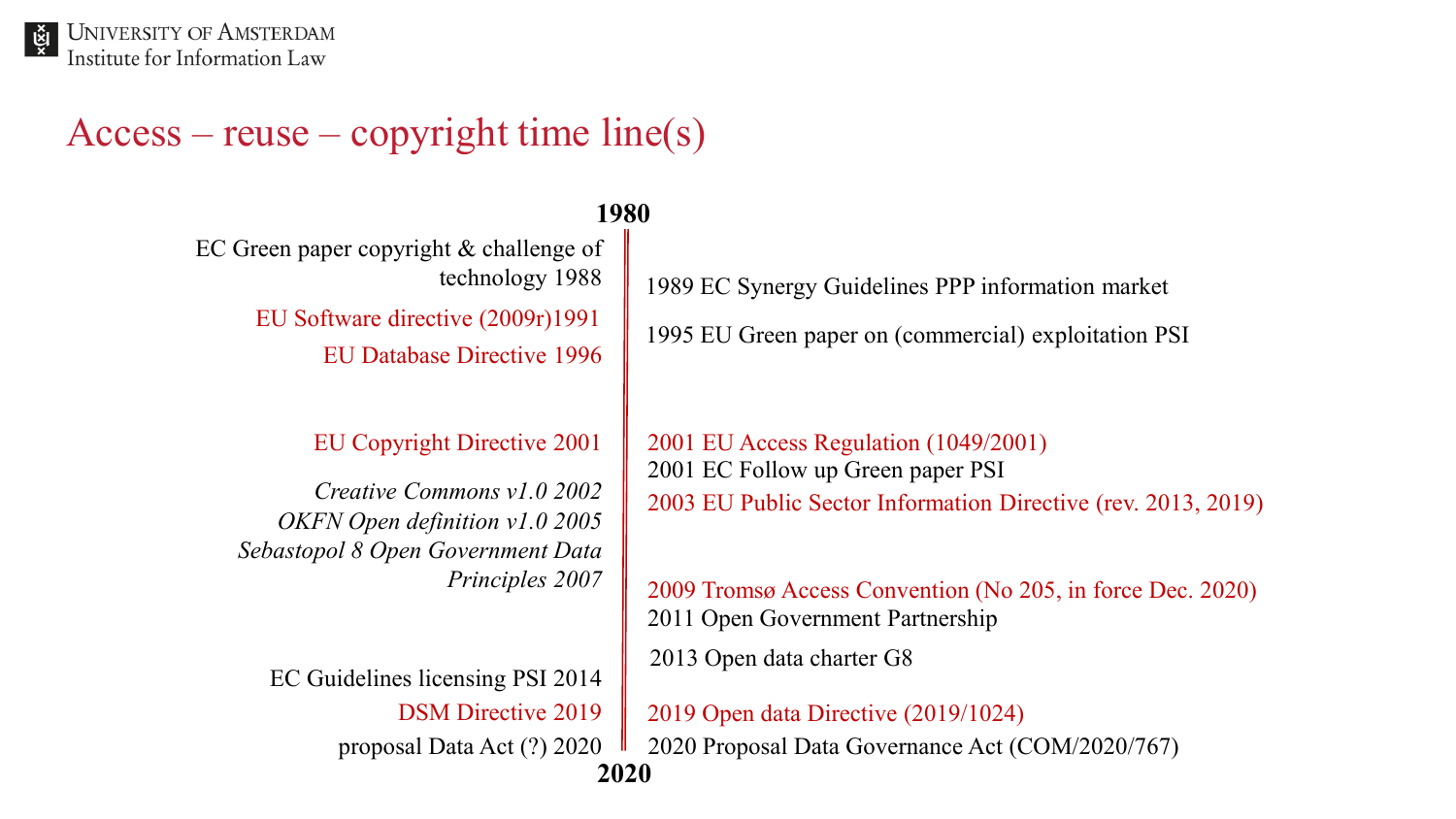# Access – reuse – copyright time line(s)

**1980**

| Copyright | Access / reuse |
|---|---|
| EC Green paper copyright & challenge of technology 1988 | 1989 EC Synergy Guidelines PPP information market |
| EU Software directive (2009r)1991 | 1995 EU Green paper on (commercial) exploitation PSI |
| EU Database Directive 1996 | |
| EU Copyright Directive 2001 | 2001 EU Access Regulation (1049/2001) |
| | 2001 EC Follow up Green paper PSI |
| *Creative Commons v1.0 2002* | 2003 EU Public Sector Information Directive (rev. 2013, 2019) |
| *OKFN Open definition v1.0 2005* | |
| *Sebastopol 8 Open Government Data Principles 2007* | 2009 Tromsø Access Convention (No 205, in force Dec. 2020) |
| | 2011 Open Government Partnership |
| | 2013 Open data charter G8 |
| EC Guidelines licensing PSI 2014 | |
| DSM Directive 2019 | 2019 Open data Directive (2019/1024) |
| proposal Data Act (?) 2020 | 2020 Proposal Data Governance Act (COM/2020/767) |

**2020**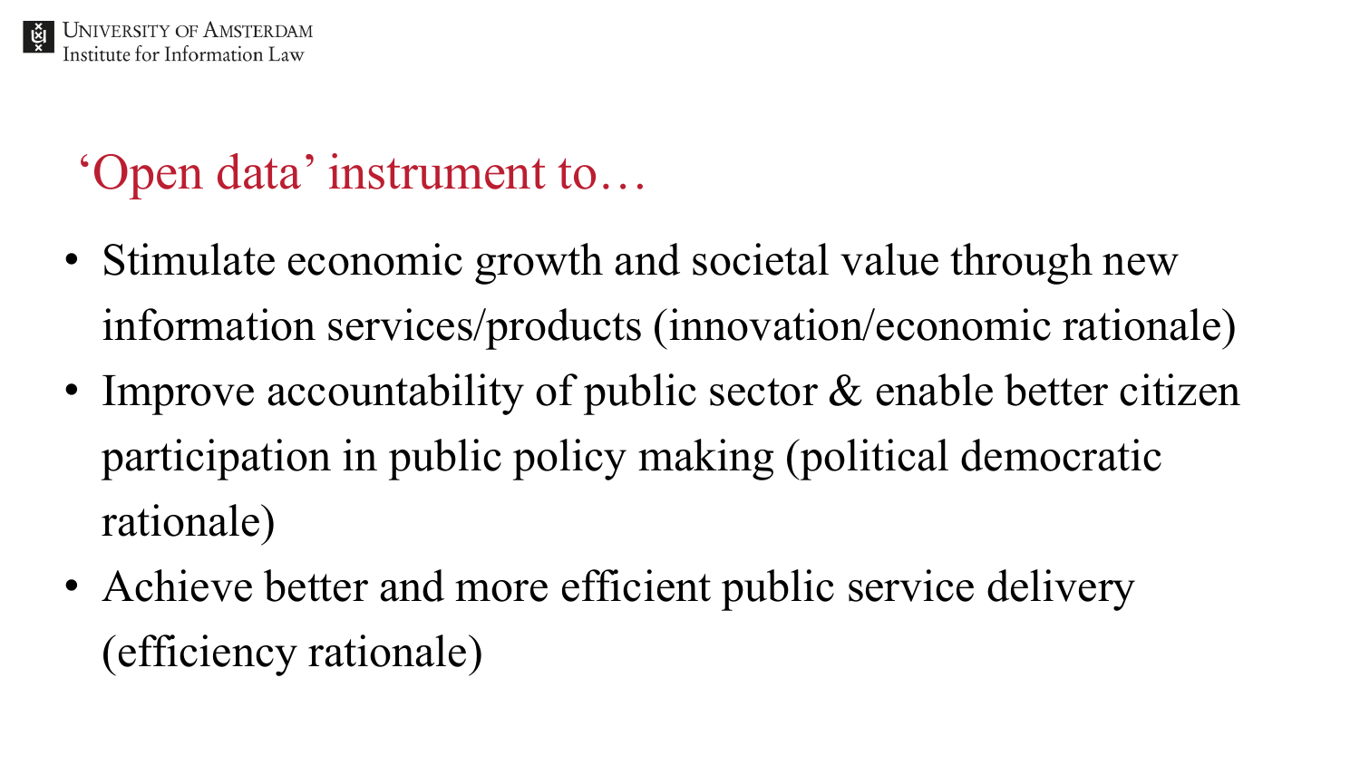## ‘Open data’ instrument to…

- Stimulate economic growth and societal value through new information services/products (innovation/economic rationale)
- Improve accountability of public sector & enable better citizen participation in public policy making (political democratic rationale)
- Achieve better and more efficient public service delivery (efficiency rationale)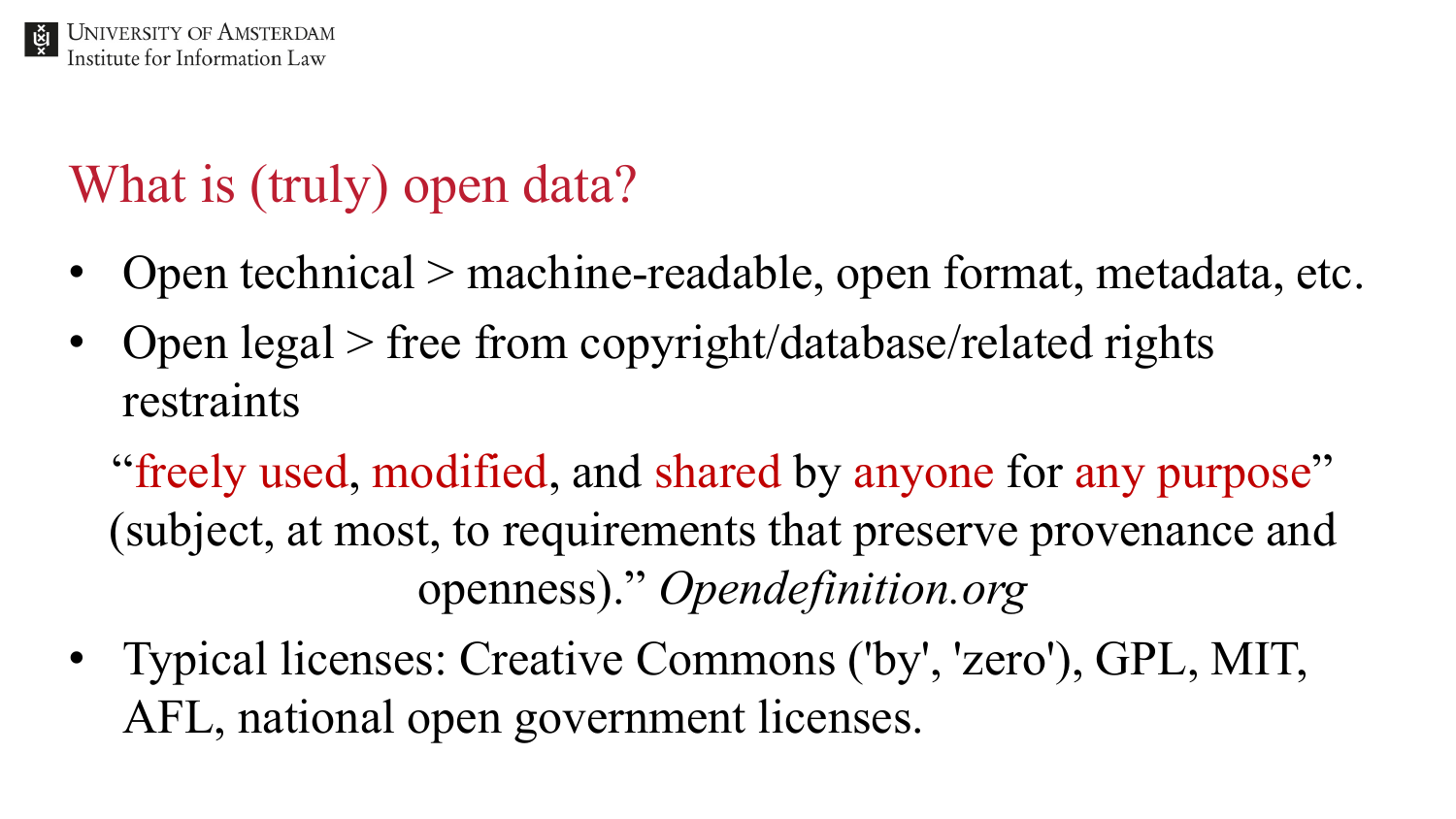# What is (truly) open data?

- Open technical > machine-readable, open format, metadata, etc.
- Open legal > free from copyright/database/related rights restraints

  "freely used, modified, and shared by anyone for any purpose" (subject, at most, to requirements that preserve provenance and openness)." *Opendefinition.org*

- Typical licenses: Creative Commons ('by', 'zero'), GPL, MIT, AFL, national open government licenses.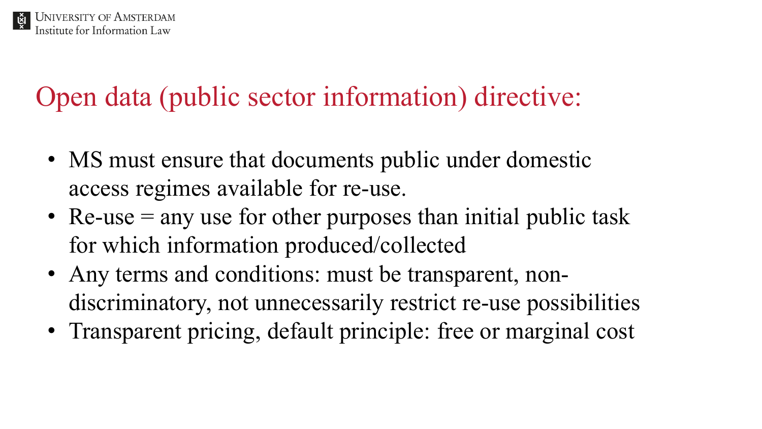# Open data (public sector information) directive:

- MS must ensure that documents public under domestic access regimes available for re-use.
- Re-use = any use for other purposes than initial public task for which information produced/collected
- Any terms and conditions: must be transparent, non-discriminatory, not unnecessarily restrict re-use possibilities
- Transparent pricing, default principle: free or marginal cost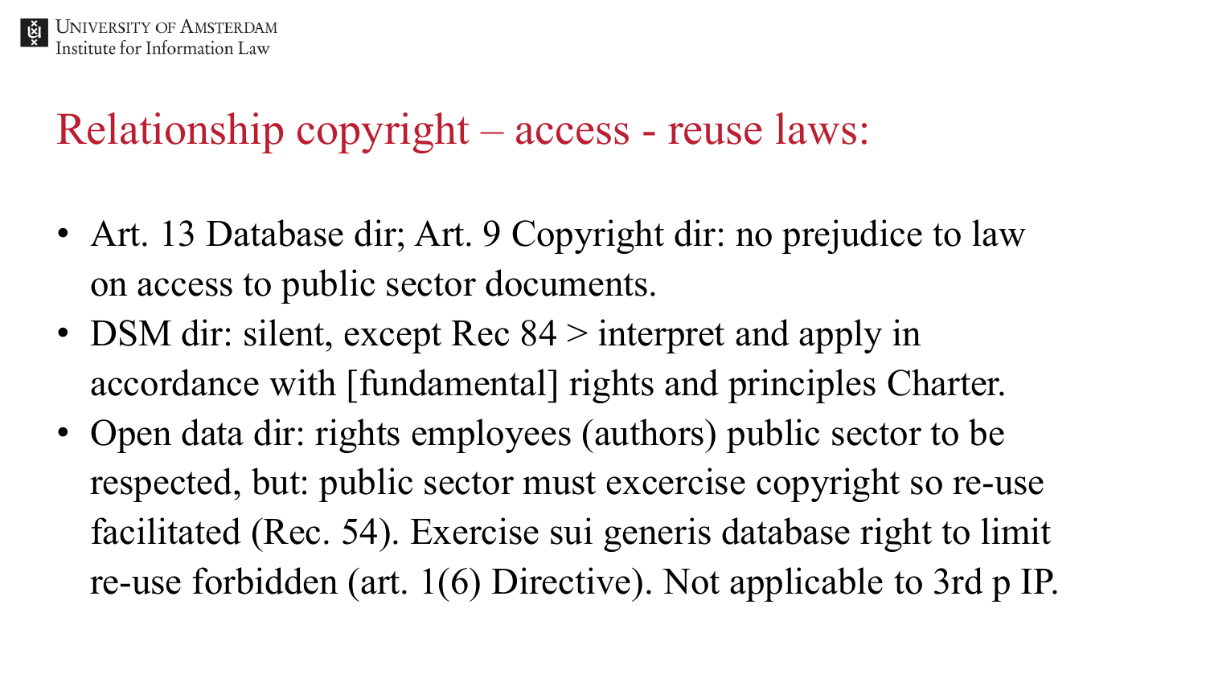# Relationship copyright – access - reuse laws:

- Art. 13 Database dir; Art. 9 Copyright dir: no prejudice to law on access to public sector documents.
- DSM dir: silent, except Rec 84 > interpret and apply in accordance with [fundamental] rights and principles Charter.
- Open data dir: rights employees (authors) public sector to be respected, but: public sector must excercise copyright so re-use facilitated (Rec. 54). Exercise sui generis database right to limit re-use forbidden (art. 1(6) Directive). Not applicable to 3rd p IP.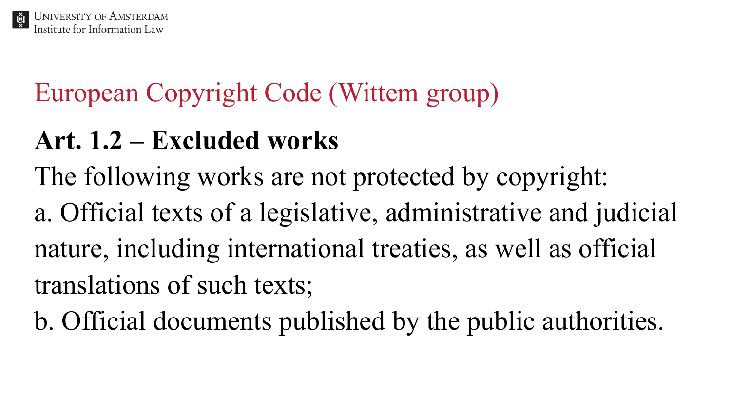# European Copyright Code (Wittem group)

## Art. 1.2 – Excluded works

The following works are not protected by copyright:

a. Official texts of a legislative, administrative and judicial nature, including international treaties, as well as official translations of such texts;

b. Official documents published by the public authorities.